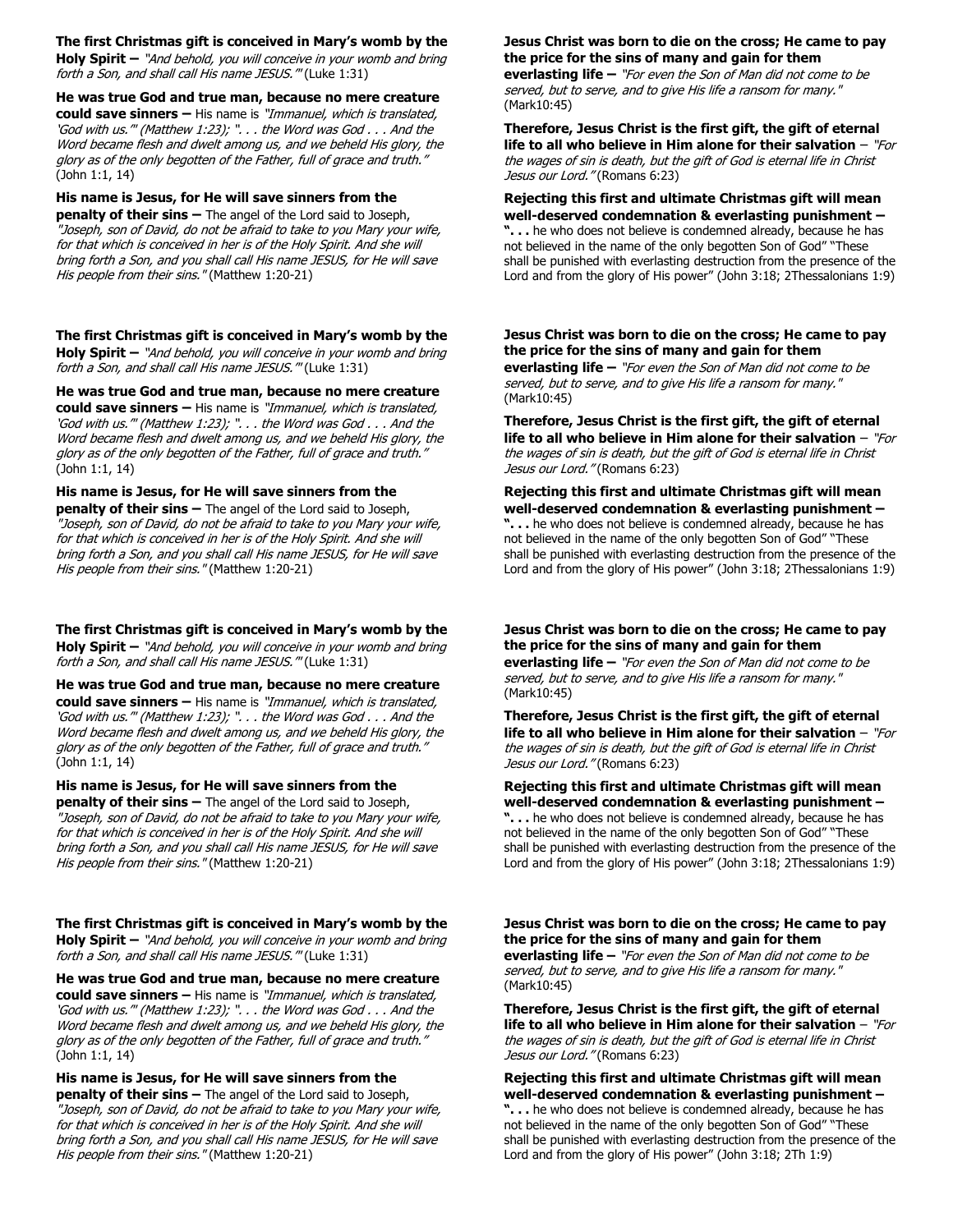**The first Christmas gift is conceived in Mary's womb by the Holy Spirit –** *"And behold, you will conceive in your womb and bring forth a Son, and shall call His name JESUS.'"* (Luke 1:31)

**He was true God and true man, because no mere creature could save sinners –** His name is *"Immanuel, which is translated, 'God with us.'" (Matthew 1:23); ". . . the Word was God . . . And the Word became flesh and dwelt among us, and we beheld His glory, the glory as of the only begotten of the Father, full of grace and truth."* (John 1:1, 14)

**His name is Jesus, for He will save sinners from the penalty of their sins –** The angel of the Lord said to Joseph, *"Joseph, son of David, do not be afraid to take to you Mary your wife, for that which is conceived in her is of the Holy Spirit. And she will bring forth a Son, and you shall call His name JESUS, for He will save His people from their sins."* (Matthew 1:20-21)

**Jesus Christ was born to die on the cross; He came to pay the price for the sins of many and gain for them everlasting life –** *"For even the Son of Man did not come to be served, but to serve, and to give His life a ransom for many."* (Mark10:45)

**Therefore, Jesus Christ is the first gift, the gift of eternal life to all who believe in Him alone for their salvation** – *"For the wages of sin is death, but the gift of God is eternal life in Christ Jesus our Lord."* (Romans 6:23)

**Rejecting this first and ultimate Christmas gift will mean well-deserved condemnation & everlasting punishment – ". . .** he who does not believe is condemned already, because he has not believed in the name of the only begotten Son of God" "These shall be punished with everlasting destruction from the presence of the Lord and from the glory of His power" (John 3:18; 2Thessalonians 1:9)

---

**The first Christmas gift is conceived in Mary's womb by the Holy Spirit –** *"And behold, you will conceive in your womb and bring forth a Son, and shall call His name JESUS.'"* (Luke 1:31)

**He was true God and true man, because no mere creature could save sinners –** His name is *"Immanuel, which is translated, 'God with us.'" (Matthew 1:23); ". . . the Word was God . . . And the Word became flesh and dwelt among us, and we beheld His glory, the glory as of the only begotten of the Father, full of grace and truth."* (John 1:1, 14)

**His name is Jesus, for He will save sinners from the penalty of their sins –** The angel of the Lord said to Joseph, *"Joseph, son of David, do not be afraid to take to you Mary your wife, for that which is conceived in her is of the Holy Spirit. And she will bring forth a Son, and you shall call His name JESUS, for He will save His people from their sins."* (Matthew 1:20-21)

**Jesus Christ was born to die on the cross; He came to pay the price for the sins of many and gain for them everlasting life –** *"For even the Son of Man did not come to be served, but to serve, and to give His life a ransom for many."* (Mark10:45)

**Therefore, Jesus Christ is the first gift, the gift of eternal life to all who believe in Him alone for their salvation** – *"For the wages of sin is death, but the gift of God is eternal life in Christ Jesus our Lord."* (Romans 6:23)

**Rejecting this first and ultimate Christmas gift will mean well-deserved condemnation & everlasting punishment – ". . .** he who does not believe is condemned already, because he has not believed in the name of the only begotten Son of God" "These shall be punished with everlasting destruction from the presence of the Lord and from the glory of His power" (John 3:18; 2Thessalonians 1:9)

---

**The first Christmas gift is conceived in Mary's womb by the Holy Spirit –** *"And behold, you will conceive in your womb and bring forth a Son, and shall call His name JESUS.'"* (Luke 1:31)

**He was true God and true man, because no mere creature could save sinners –** His name is *"Immanuel, which is translated, 'God with us.'" (Matthew 1:23); ". . . the Word was God . . . And the Word became flesh and dwelt among us, and we beheld His glory, the glory as of the only begotten of the Father, full of grace and truth."* (John 1:1, 14)

**His name is Jesus, for He will save sinners from the penalty of their sins –** The angel of the Lord said to Joseph, *"Joseph, son of David, do not be afraid to take to you Mary your wife, for that which is conceived in her is of the Holy Spirit. And she will bring forth a Son, and you shall call His name JESUS, for He will save His people from their sins."* (Matthew 1:20-21)

**Jesus Christ was born to die on the cross; He came to pay the price for the sins of many and gain for them everlasting life –** *"For even the Son of Man did not come to be served, but to serve, and to give His life a ransom for many."* (Mark10:45)

**Therefore, Jesus Christ is the first gift, the gift of eternal life to all who believe in Him alone for their salvation** – *"For the wages of sin is death, but the gift of God is eternal life in Christ Jesus our Lord."* (Romans 6:23)

**Rejecting this first and ultimate Christmas gift will mean well-deserved condemnation & everlasting punishment – ". . .** he who does not believe is condemned already, because he has not believed in the name of the only begotten Son of God" "These shall be punished with everlasting destruction from the presence of the Lord and from the glory of His power" (John 3:18; 2Thessalonians 1:9)

---

**The first Christmas gift is conceived in Mary's womb by the Holy Spirit –** *"And behold, you will conceive in your womb and bring forth a Son, and shall call His name JESUS.'"* (Luke 1:31)

**He was true God and true man, because no mere creature could save sinners –** His name is *"Immanuel, which is translated, 'God with us.'" (Matthew 1:23); ". . . the Word was God . . . And the Word became flesh and dwelt among us, and we beheld His glory, the glory as of the only begotten of the Father, full of grace and truth."* (John 1:1, 14)

**His name is Jesus, for He will save sinners from the penalty of their sins –** The angel of the Lord said to Joseph, *"Joseph, son of David, do not be afraid to take to you Mary your wife, for that which is conceived in her is of the Holy Spirit. And she will bring forth a Son, and you shall call His name JESUS, for He will save His people from their sins."* (Matthew 1:20-21)

**Jesus Christ was born to die on the cross; He came to pay the price for the sins of many and gain for them everlasting life –** *"For even the Son of Man did not come to be served, but to serve, and to give His life a ransom for many."* (Mark10:45)

**Therefore, Jesus Christ is the first gift, the gift of eternal life to all who believe in Him alone for their salvation** – *"For the wages of sin is death, but the gift of God is eternal life in Christ Jesus our Lord."* (Romans 6:23)

**Rejecting this first and ultimate Christmas gift will mean well-deserved condemnation & everlasting punishment – ". . .** he who does not believe is condemned already, because he has not believed in the name of the only begotten Son of God" "These shall be punished with everlasting destruction from the presence of the Lord and from the glory of His power" (John 3:18; 2Th 1:9)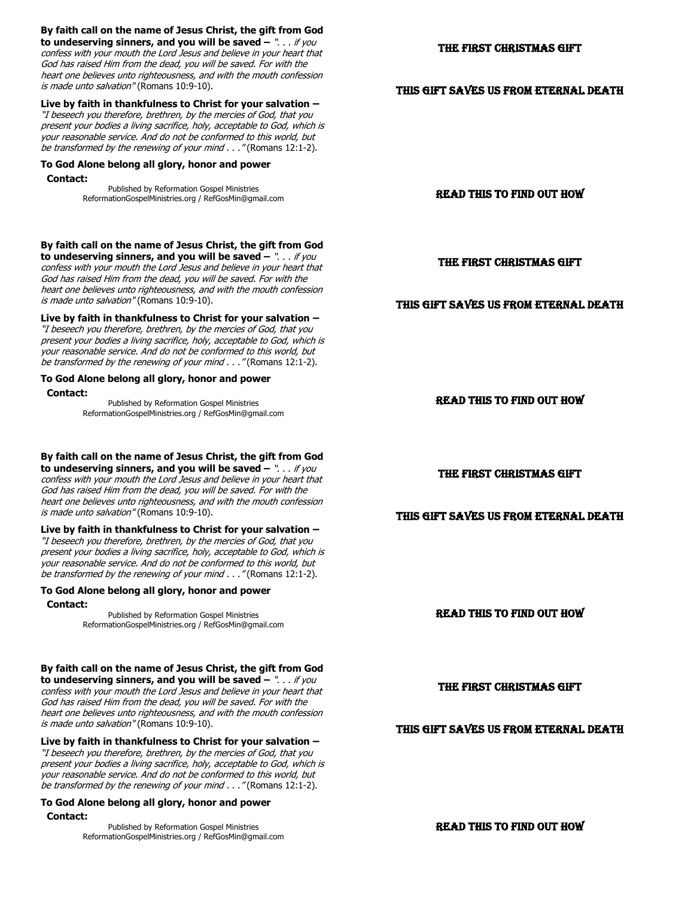**By faith call on the name of Jesus Christ, the gift from God to undeserving sinners, and you will be saved –** *". . . if you confess with your mouth the Lord Jesus and believe in your heart that God has raised Him from the dead, you will be saved. For with the heart one believes unto righteousness, and with the mouth confession is made unto salvation"* (Romans 10:9-10).

**Live by faith in thankfulness to Christ for your salvation –** *"I beseech you therefore, brethren, by the mercies of God, that you present your bodies a living sacrifice, holy, acceptable to God, which is your reasonable service. And do not be conformed to this world, but be transformed by the renewing of your mind . . ."* (Romans 12:1-2).

**To God Alone belong all glory, honor and power**

**Contact:**

Published by Reformation Gospel Ministries
ReformationGospelMinistries.org / RefGosMin@gmail.com

## THE FIRST CHRISTMAS GIFT

## THIS GIFT SAVES US FROM ETERNAL DEATH

## READ THIS TO FIND OUT HOW

**By faith call on the name of Jesus Christ, the gift from God to undeserving sinners, and you will be saved –** *". . . if you confess with your mouth the Lord Jesus and believe in your heart that God has raised Him from the dead, you will be saved. For with the heart one believes unto righteousness, and with the mouth confession is made unto salvation"* (Romans 10:9-10).

**Live by faith in thankfulness to Christ for your salvation –** *"I beseech you therefore, brethren, by the mercies of God, that you present your bodies a living sacrifice, holy, acceptable to God, which is your reasonable service. And do not be conformed to this world, but be transformed by the renewing of your mind . . ."* (Romans 12:1-2).

**To God Alone belong all glory, honor and power**

**Contact:**

Published by Reformation Gospel Ministries
ReformationGospelMinistries.org / RefGosMin@gmail.com

## THE FIRST CHRISTMAS GIFT

## THIS GIFT SAVES US FROM ETERNAL DEATH

## READ THIS TO FIND OUT HOW

**By faith call on the name of Jesus Christ, the gift from God to undeserving sinners, and you will be saved –** *". . . if you confess with your mouth the Lord Jesus and believe in your heart that God has raised Him from the dead, you will be saved. For with the heart one believes unto righteousness, and with the mouth confession is made unto salvation"* (Romans 10:9-10).

**Live by faith in thankfulness to Christ for your salvation –** *"I beseech you therefore, brethren, by the mercies of God, that you present your bodies a living sacrifice, holy, acceptable to God, which is your reasonable service. And do not be conformed to this world, but be transformed by the renewing of your mind . . ."* (Romans 12:1-2).

**To God Alone belong all glory, honor and power**

**Contact:**

Published by Reformation Gospel Ministries
ReformationGospelMinistries.org / RefGosMin@gmail.com

## THE FIRST CHRISTMAS GIFT

## THIS GIFT SAVES US FROM ETERNAL DEATH

## READ THIS TO FIND OUT HOW

**By faith call on the name of Jesus Christ, the gift from God to undeserving sinners, and you will be saved –** *". . . if you confess with your mouth the Lord Jesus and believe in your heart that God has raised Him from the dead, you will be saved. For with the heart one believes unto righteousness, and with the mouth confession is made unto salvation"* (Romans 10:9-10).

**Live by faith in thankfulness to Christ for your salvation –** *"I beseech you therefore, brethren, by the mercies of God, that you present your bodies a living sacrifice, holy, acceptable to God, which is your reasonable service. And do not be conformed to this world, but be transformed by the renewing of your mind . . ."* (Romans 12:1-2).

**To God Alone belong all glory, honor and power**

**Contact:**

Published by Reformation Gospel Ministries
ReformationGospelMinistries.org / RefGosMin@gmail.com

## THE FIRST CHRISTMAS GIFT

## THIS GIFT SAVES US FROM ETERNAL DEATH

## READ THIS TO FIND OUT HOW